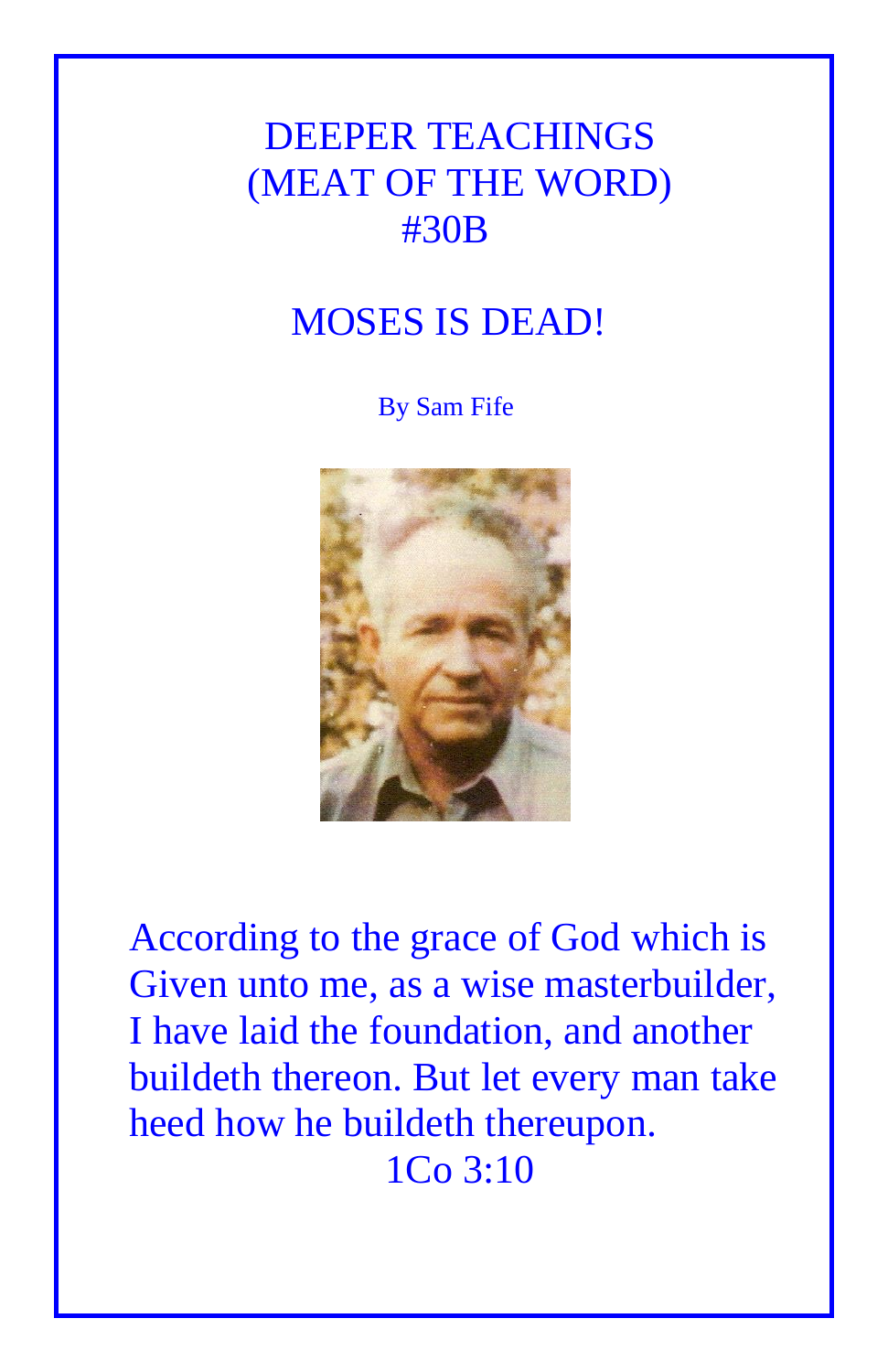# DEEPER TEACHINGS
# (MEAT OF THE WORD)
# #30B

## MOSES IS DEAD!

By Sam Fife

According to the grace of God which is Given unto me, as a wise masterbuilder, I have laid the foundation, and another buildeth thereon. But let every man take heed how he buildeth thereupon.

1Co 3:10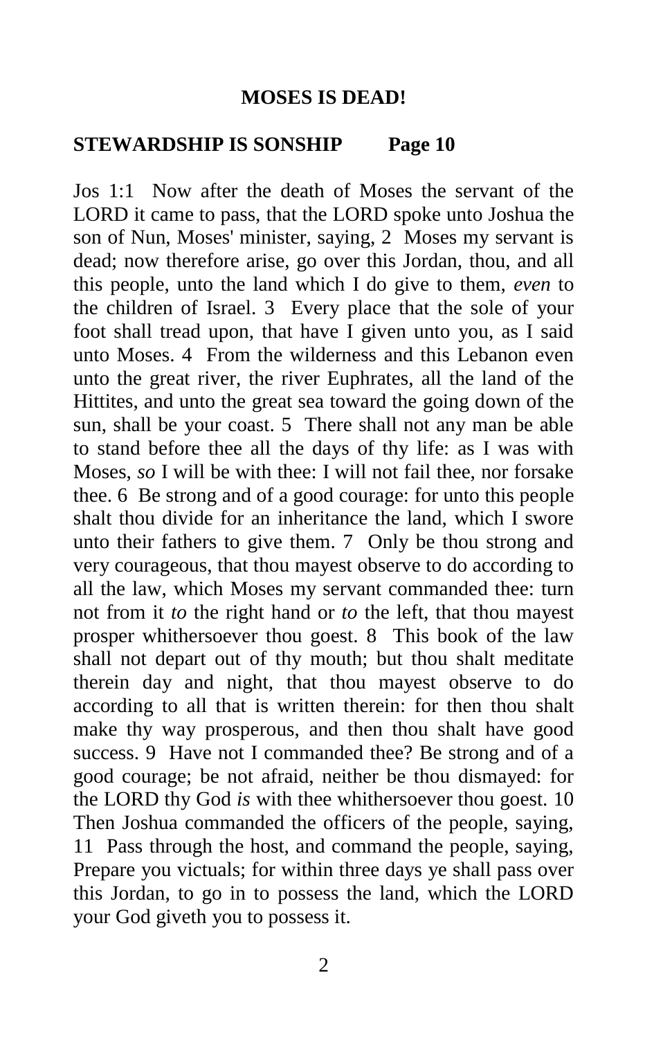**MOSES IS DEAD!**

**STEWARDSHIP IS SONSHIP Page 10**

Jos 1:1 Now after the death of Moses the servant of the LORD it came to pass, that the LORD spoke unto Joshua the son of Nun, Moses' minister, saying, 2 Moses my servant is dead; now therefore arise, go over this Jordan, thou, and all this people, unto the land which I do give to them, *even* to the children of Israel. 3 Every place that the sole of your foot shall tread upon, that have I given unto you, as I said unto Moses. 4 From the wilderness and this Lebanon even unto the great river, the river Euphrates, all the land of the Hittites, and unto the great sea toward the going down of the sun, shall be your coast. 5 There shall not any man be able to stand before thee all the days of thy life: as I was with Moses, *so* I will be with thee: I will not fail thee, nor forsake thee. 6 Be strong and of a good courage: for unto this people shalt thou divide for an inheritance the land, which I swore unto their fathers to give them. 7 Only be thou strong and very courageous, that thou mayest observe to do according to all the law, which Moses my servant commanded thee: turn not from it *to* the right hand or *to* the left, that thou mayest prosper whithersoever thou goest. 8 This book of the law shall not depart out of thy mouth; but thou shalt meditate therein day and night, that thou mayest observe to do according to all that is written therein: for then thou shalt make thy way prosperous, and then thou shalt have good success. 9 Have not I commanded thee? Be strong and of a good courage; be not afraid, neither be thou dismayed: for the LORD thy God *is* with thee whithersoever thou goest. 10 Then Joshua commanded the officers of the people, saying, 11 Pass through the host, and command the people, saying, Prepare you victuals; for within three days ye shall pass over this Jordan, to go in to possess the land, which the LORD your God giveth you to possess it.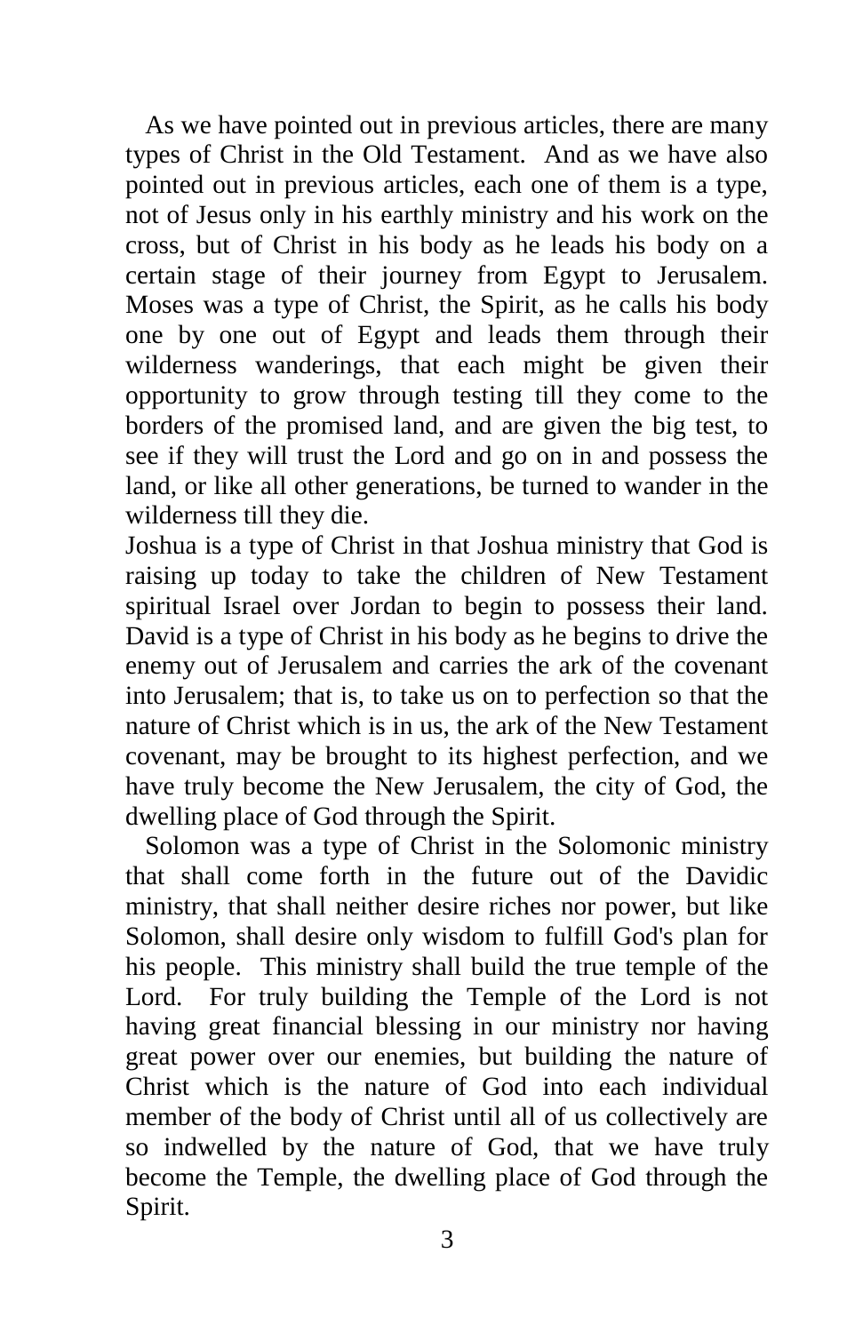As we have pointed out in previous articles, there are many types of Christ in the Old Testament. And as we have also pointed out in previous articles, each one of them is a type, not of Jesus only in his earthly ministry and his work on the cross, but of Christ in his body as he leads his body on a certain stage of their journey from Egypt to Jerusalem. Moses was a type of Christ, the Spirit, as he calls his body one by one out of Egypt and leads them through their wilderness wanderings, that each might be given their opportunity to grow through testing till they come to the borders of the promised land, and are given the big test, to see if they will trust the Lord and go on in and possess the land, or like all other generations, be turned to wander in the wilderness till they die.

Joshua is a type of Christ in that Joshua ministry that God is raising up today to take the children of New Testament spiritual Israel over Jordan to begin to possess their land. David is a type of Christ in his body as he begins to drive the enemy out of Jerusalem and carries the ark of the covenant into Jerusalem; that is, to take us on to perfection so that the nature of Christ which is in us, the ark of the New Testament covenant, may be brought to its highest perfection, and we have truly become the New Jerusalem, the city of God, the dwelling place of God through the Spirit.

Solomon was a type of Christ in the Solomonic ministry that shall come forth in the future out of the Davidic ministry, that shall neither desire riches nor power, but like Solomon, shall desire only wisdom to fulfill God's plan for his people. This ministry shall build the true temple of the Lord. For truly building the Temple of the Lord is not having great financial blessing in our ministry nor having great power over our enemies, but building the nature of Christ which is the nature of God into each individual member of the body of Christ until all of us collectively are so indwelled by the nature of God, that we have truly become the Temple, the dwelling place of God through the Spirit.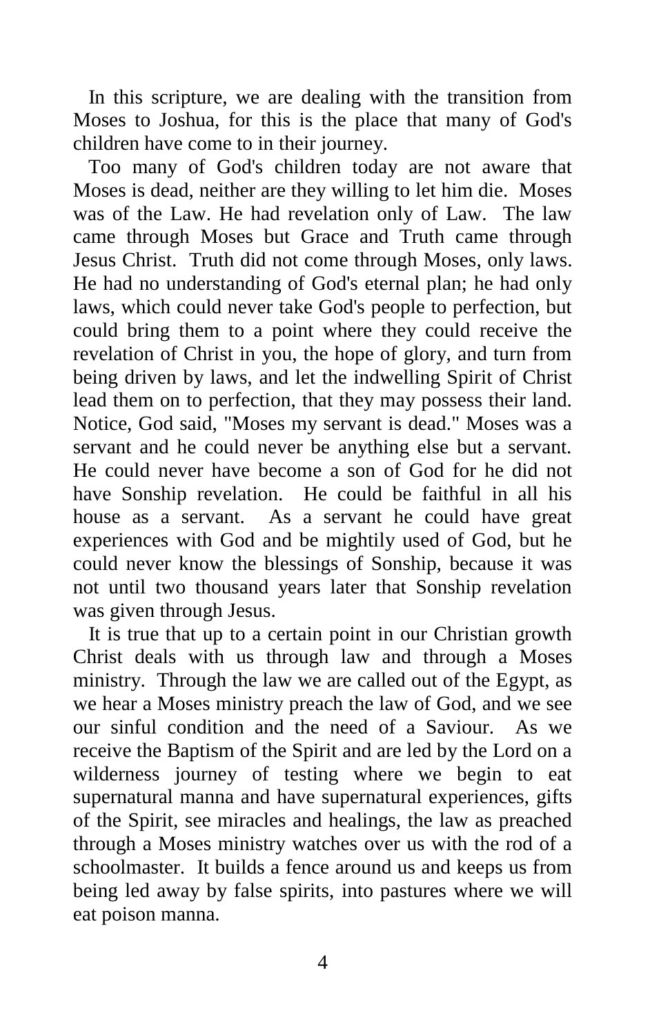In this scripture, we are dealing with the transition from Moses to Joshua, for this is the place that many of God's children have come to in their journey.

Too many of God's children today are not aware that Moses is dead, neither are they willing to let him die. Moses was of the Law. He had revelation only of Law. The law came through Moses but Grace and Truth came through Jesus Christ. Truth did not come through Moses, only laws. He had no understanding of God's eternal plan; he had only laws, which could never take God's people to perfection, but could bring them to a point where they could receive the revelation of Christ in you, the hope of glory, and turn from being driven by laws, and let the indwelling Spirit of Christ lead them on to perfection, that they may possess their land. Notice, God said, "Moses my servant is dead." Moses was a servant and he could never be anything else but a servant. He could never have become a son of God for he did not have Sonship revelation. He could be faithful in all his house as a servant. As a servant he could have great experiences with God and be mightily used of God, but he could never know the blessings of Sonship, because it was not until two thousand years later that Sonship revelation was given through Jesus.

It is true that up to a certain point in our Christian growth Christ deals with us through law and through a Moses ministry. Through the law we are called out of the Egypt, as we hear a Moses ministry preach the law of God, and we see our sinful condition and the need of a Saviour. As we receive the Baptism of the Spirit and are led by the Lord on a wilderness journey of testing where we begin to eat supernatural manna and have supernatural experiences, gifts of the Spirit, see miracles and healings, the law as preached through a Moses ministry watches over us with the rod of a schoolmaster. It builds a fence around us and keeps us from being led away by false spirits, into pastures where we will eat poison manna.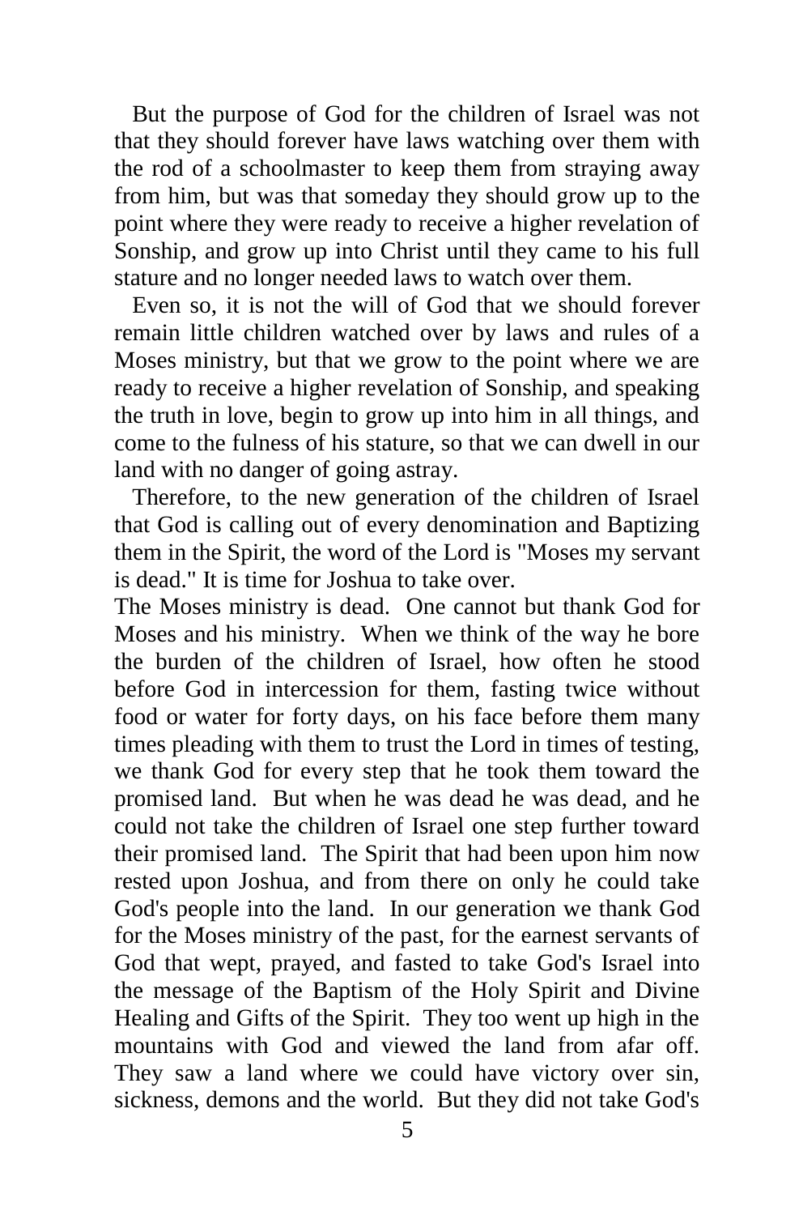But the purpose of God for the children of Israel was not that they should forever have laws watching over them with the rod of a schoolmaster to keep them from straying away from him, but was that someday they should grow up to the point where they were ready to receive a higher revelation of Sonship, and grow up into Christ until they came to his full stature and no longer needed laws to watch over them.

Even so, it is not the will of God that we should forever remain little children watched over by laws and rules of a Moses ministry, but that we grow to the point where we are ready to receive a higher revelation of Sonship, and speaking the truth in love, begin to grow up into him in all things, and come to the fulness of his stature, so that we can dwell in our land with no danger of going astray.

Therefore, to the new generation of the children of Israel that God is calling out of every denomination and Baptizing them in the Spirit, the word of the Lord is "Moses my servant is dead." It is time for Joshua to take over.

The Moses ministry is dead. One cannot but thank God for Moses and his ministry. When we think of the way he bore the burden of the children of Israel, how often he stood before God in intercession for them, fasting twice without food or water for forty days, on his face before them many times pleading with them to trust the Lord in times of testing, we thank God for every step that he took them toward the promised land. But when he was dead he was dead, and he could not take the children of Israel one step further toward their promised land. The Spirit that had been upon him now rested upon Joshua, and from there on only he could take God's people into the land. In our generation we thank God for the Moses ministry of the past, for the earnest servants of God that wept, prayed, and fasted to take God's Israel into the message of the Baptism of the Holy Spirit and Divine Healing and Gifts of the Spirit. They too went up high in the mountains with God and viewed the land from afar off. They saw a land where we could have victory over sin, sickness, demons and the world. But they did not take God's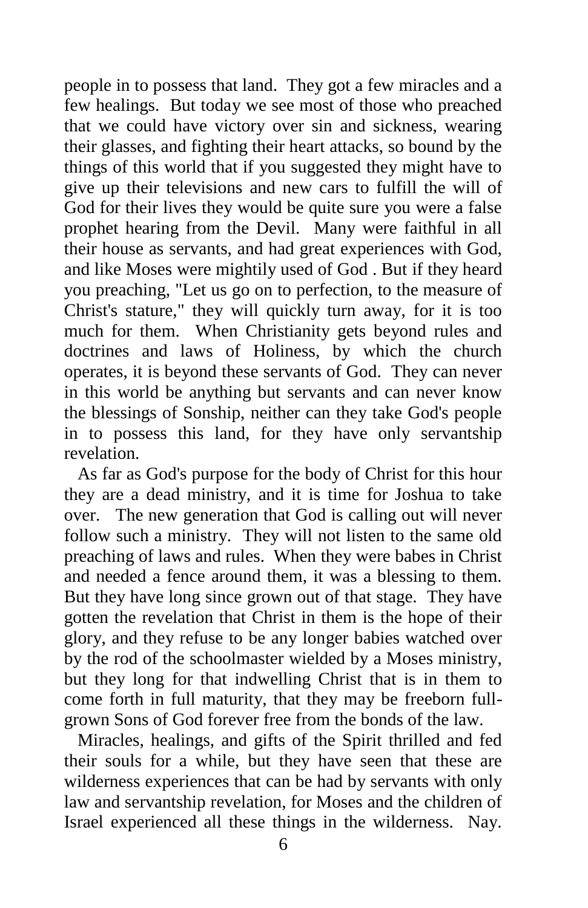people in to possess that land. They got a few miracles and a few healings. But today we see most of those who preached that we could have victory over sin and sickness, wearing their glasses, and fighting their heart attacks, so bound by the things of this world that if you suggested they might have to give up their televisions and new cars to fulfill the will of God for their lives they would be quite sure you were a false prophet hearing from the Devil. Many were faithful in all their house as servants, and had great experiences with God, and like Moses were mightily used of God . But if they heard you preaching, "Let us go on to perfection, to the measure of Christ's stature," they will quickly turn away, for it is too much for them. When Christianity gets beyond rules and doctrines and laws of Holiness, by which the church operates, it is beyond these servants of God. They can never in this world be anything but servants and can never know the blessings of Sonship, neither can they take God's people in to possess this land, for they have only servantship revelation.

As far as God's purpose for the body of Christ for this hour they are a dead ministry, and it is time for Joshua to take over. The new generation that God is calling out will never follow such a ministry. They will not listen to the same old preaching of laws and rules. When they were babes in Christ and needed a fence around them, it was a blessing to them. But they have long since grown out of that stage. They have gotten the revelation that Christ in them is the hope of their glory, and they refuse to be any longer babies watched over by the rod of the schoolmaster wielded by a Moses ministry, but they long for that indwelling Christ that is in them to come forth in full maturity, that they may be freeborn full-grown Sons of God forever free from the bonds of the law.

Miracles, healings, and gifts of the Spirit thrilled and fed their souls for a while, but they have seen that these are wilderness experiences that can be had by servants with only law and servantship revelation, for Moses and the children of Israel experienced all these things in the wilderness. Nay.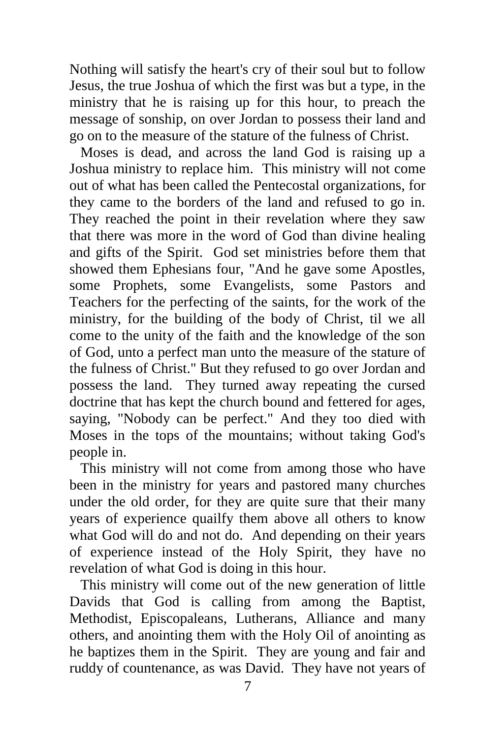Nothing will satisfy the heart's cry of their soul but to follow Jesus, the true Joshua of which the first was but a type, in the ministry that he is raising up for this hour, to preach the message of sonship, on over Jordan to possess their land and go on to the measure of the stature of the fulness of Christ.

Moses is dead, and across the land God is raising up a Joshua ministry to replace him. This ministry will not come out of what has been called the Pentecostal organizations, for they came to the borders of the land and refused to go in. They reached the point in their revelation where they saw that there was more in the word of God than divine healing and gifts of the Spirit. God set ministries before them that showed them Ephesians four, "And he gave some Apostles, some Prophets, some Evangelists, some Pastors and Teachers for the perfecting of the saints, for the work of the ministry, for the building of the body of Christ, til we all come to the unity of the faith and the knowledge of the son of God, unto a perfect man unto the measure of the stature of the fulness of Christ." But they refused to go over Jordan and possess the land. They turned away repeating the cursed doctrine that has kept the church bound and fettered for ages, saying, "Nobody can be perfect." And they too died with Moses in the tops of the mountains; without taking God's people in.

This ministry will not come from among those who have been in the ministry for years and pastored many churches under the old order, for they are quite sure that their many years of experience quailfy them above all others to know what God will do and not do. And depending on their years of experience instead of the Holy Spirit, they have no revelation of what God is doing in this hour.

This ministry will come out of the new generation of little Davids that God is calling from among the Baptist, Methodist, Episcopaleans, Lutherans, Alliance and many others, and anointing them with the Holy Oil of anointing as he baptizes them in the Spirit. They are young and fair and ruddy of countenance, as was David. They have not years of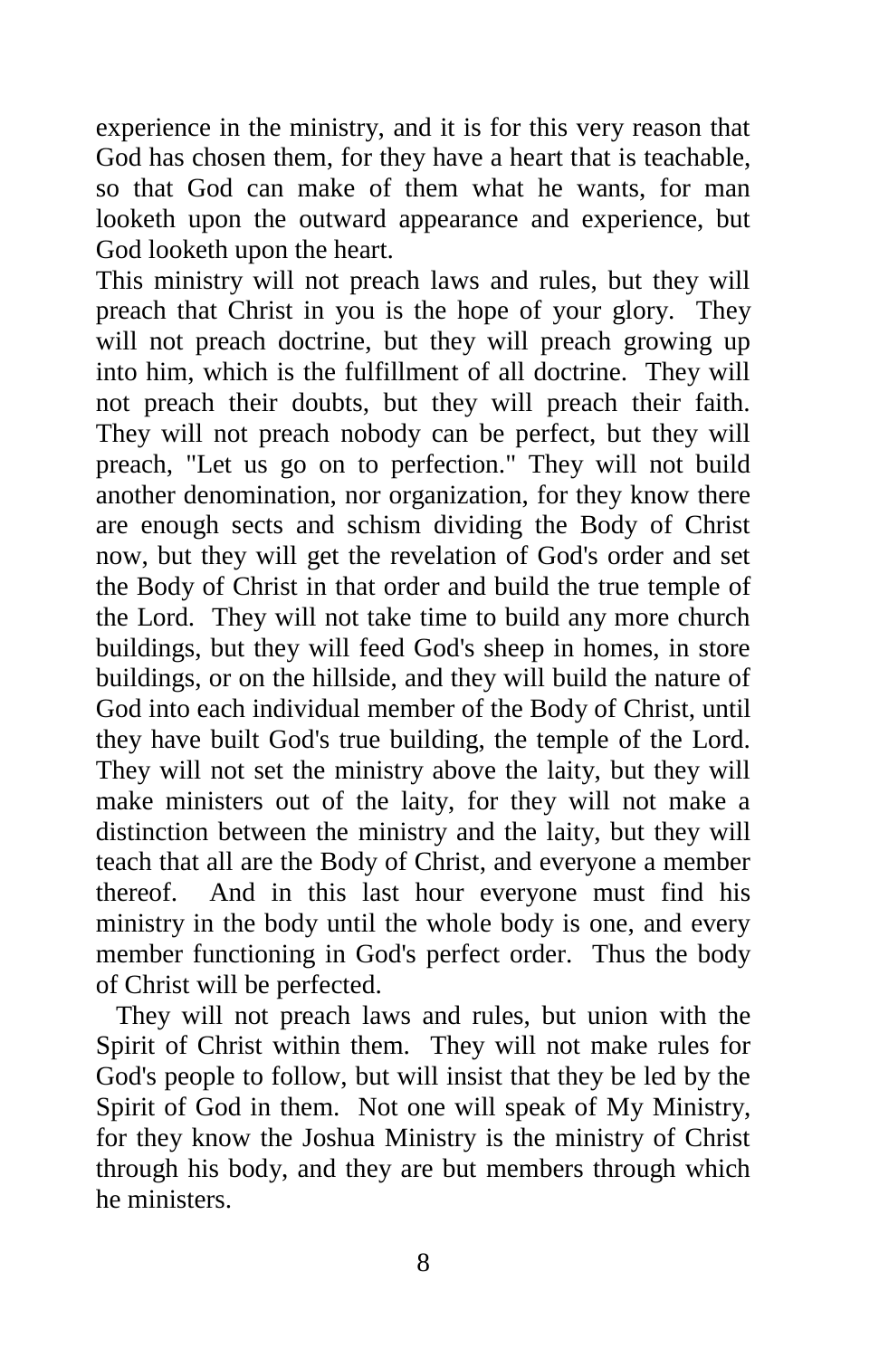experience in the ministry, and it is for this very reason that God has chosen them, for they have a heart that is teachable, so that God can make of them what he wants, for man looketh upon the outward appearance and experience, but God looketh upon the heart.

This ministry will not preach laws and rules, but they will preach that Christ in you is the hope of your glory. They will not preach doctrine, but they will preach growing up into him, which is the fulfillment of all doctrine. They will not preach their doubts, but they will preach their faith. They will not preach nobody can be perfect, but they will preach, "Let us go on to perfection." They will not build another denomination, nor organization, for they know there are enough sects and schism dividing the Body of Christ now, but they will get the revelation of God's order and set the Body of Christ in that order and build the true temple of the Lord. They will not take time to build any more church buildings, but they will feed God's sheep in homes, in store buildings, or on the hillside, and they will build the nature of God into each individual member of the Body of Christ, until they have built God's true building, the temple of the Lord. They will not set the ministry above the laity, but they will make ministers out of the laity, for they will not make a distinction between the ministry and the laity, but they will teach that all are the Body of Christ, and everyone a member thereof. And in this last hour everyone must find his ministry in the body until the whole body is one, and every member functioning in God's perfect order. Thus the body of Christ will be perfected.

They will not preach laws and rules, but union with the Spirit of Christ within them. They will not make rules for God's people to follow, but will insist that they be led by the Spirit of God in them. Not one will speak of My Ministry, for they know the Joshua Ministry is the ministry of Christ through his body, and they are but members through which he ministers.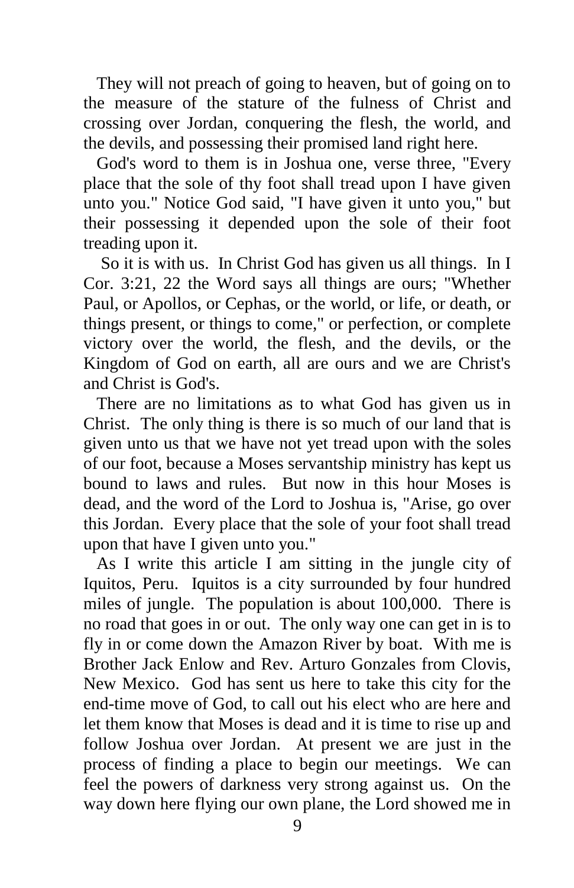They will not preach of going to heaven, but of going on to the measure of the stature of the fulness of Christ and crossing over Jordan, conquering the flesh, the world, and the devils, and possessing their promised land right here.

God's word to them is in Joshua one, verse three, "Every place that the sole of thy foot shall tread upon I have given unto you." Notice God said, "I have given it unto you," but their possessing it depended upon the sole of their foot treading upon it.

So it is with us. In Christ God has given us all things. In I Cor. 3:21, 22 the Word says all things are ours; "Whether Paul, or Apollos, or Cephas, or the world, or life, or death, or things present, or things to come," or perfection, or complete victory over the world, the flesh, and the devils, or the Kingdom of God on earth, all are ours and we are Christ's and Christ is God's.

There are no limitations as to what God has given us in Christ. The only thing is there is so much of our land that is given unto us that we have not yet tread upon with the soles of our foot, because a Moses servantship ministry has kept us bound to laws and rules. But now in this hour Moses is dead, and the word of the Lord to Joshua is, "Arise, go over this Jordan. Every place that the sole of your foot shall tread upon that have I given unto you."

As I write this article I am sitting in the jungle city of Iquitos, Peru. Iquitos is a city surrounded by four hundred miles of jungle. The population is about 100,000. There is no road that goes in or out. The only way one can get in is to fly in or come down the Amazon River by boat. With me is Brother Jack Enlow and Rev. Arturo Gonzales from Clovis, New Mexico. God has sent us here to take this city for the end-time move of God, to call out his elect who are here and let them know that Moses is dead and it is time to rise up and follow Joshua over Jordan. At present we are just in the process of finding a place to begin our meetings. We can feel the powers of darkness very strong against us. On the way down here flying our own plane, the Lord showed me in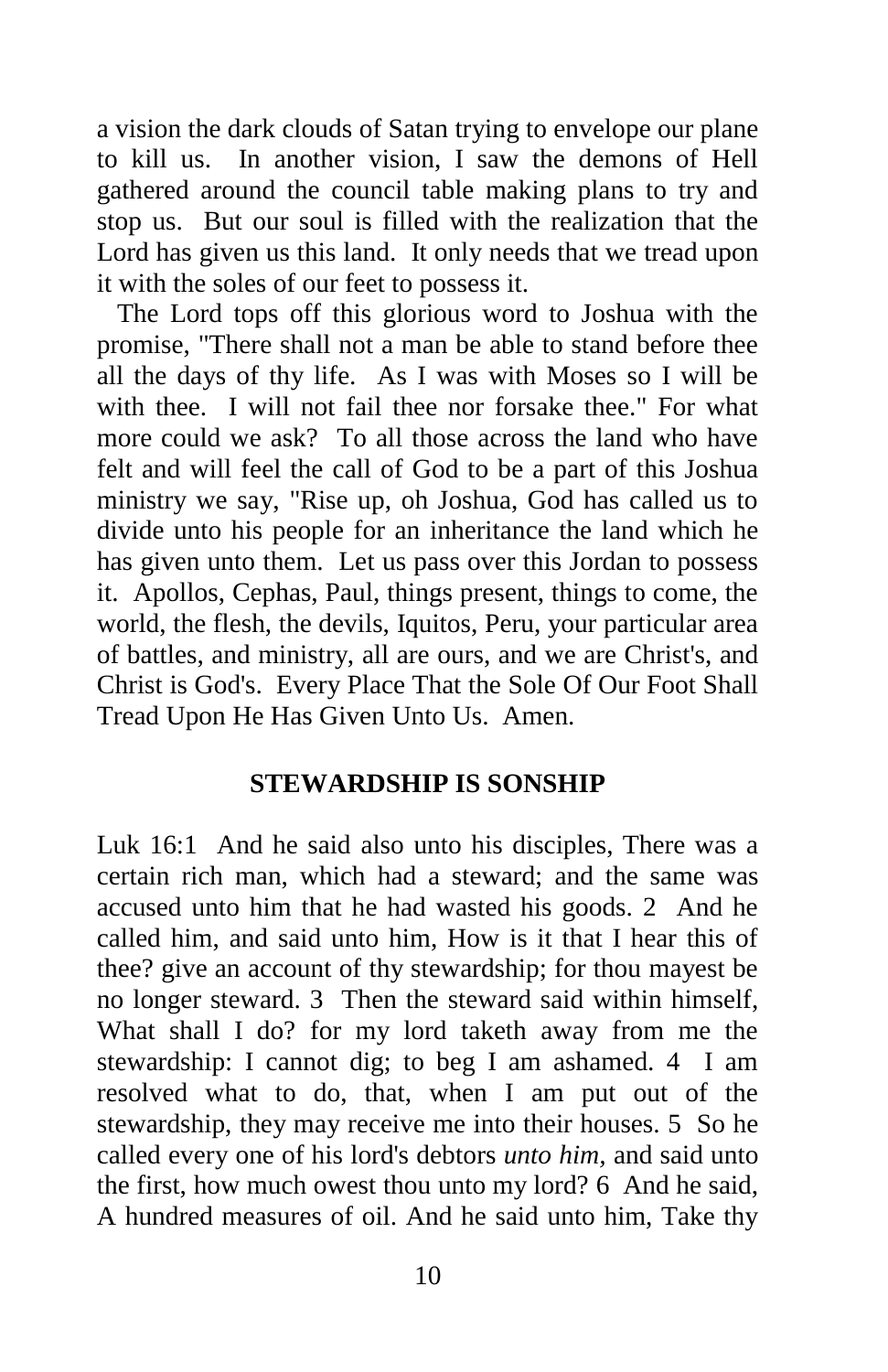a vision the dark clouds of Satan trying to envelope our plane to kill us. In another vision, I saw the demons of Hell gathered around the council table making plans to try and stop us. But our soul is filled with the realization that the Lord has given us this land. It only needs that we tread upon it with the soles of our feet to possess it.

The Lord tops off this glorious word to Joshua with the promise, "There shall not a man be able to stand before thee all the days of thy life. As I was with Moses so I will be with thee. I will not fail thee nor forsake thee." For what more could we ask? To all those across the land who have felt and will feel the call of God to be a part of this Joshua ministry we say, "Rise up, oh Joshua, God has called us to divide unto his people for an inheritance the land which he has given unto them. Let us pass over this Jordan to possess it. Apollos, Cephas, Paul, things present, things to come, the world, the flesh, the devils, Iquitos, Peru, your particular area of battles, and ministry, all are ours, and we are Christ's, and Christ is God's. Every Place That the Sole Of Our Foot Shall Tread Upon He Has Given Unto Us. Amen.

## STEWARDSHIP IS SONSHIP

Luk 16:1 And he said also unto his disciples, There was a certain rich man, which had a steward; and the same was accused unto him that he had wasted his goods. 2 And he called him, and said unto him, How is it that I hear this of thee? give an account of thy stewardship; for thou mayest be no longer steward. 3 Then the steward said within himself, What shall I do? for my lord taketh away from me the stewardship: I cannot dig; to beg I am ashamed. 4 I am resolved what to do, that, when I am put out of the stewardship, they may receive me into their houses. 5 So he called every one of his lord's debtors *unto him*, and said unto the first, how much owest thou unto my lord? 6 And he said, A hundred measures of oil. And he said unto him, Take thy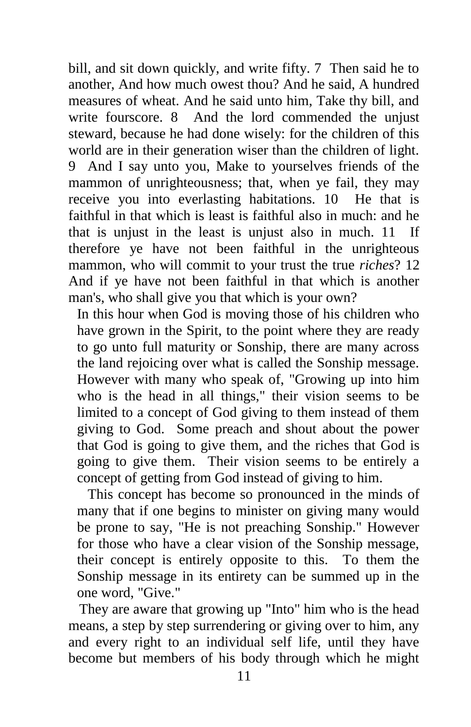bill, and sit down quickly, and write fifty. 7 Then said he to another, And how much owest thou? And he said, A hundred measures of wheat. And he said unto him, Take thy bill, and write fourscore. 8 And the lord commended the unjust steward, because he had done wisely: for the children of this world are in their generation wiser than the children of light. 9 And I say unto you, Make to yourselves friends of the mammon of unrighteousness; that, when ye fail, they may receive you into everlasting habitations. 10 He that is faithful in that which is least is faithful also in much: and he that is unjust in the least is unjust also in much. 11 If therefore ye have not been faithful in the unrighteous mammon, who will commit to your trust the true *riches*? 12 And if ye have not been faithful in that which is another man's, who shall give you that which is your own?

In this hour when God is moving those of his children who have grown in the Spirit, to the point where they are ready to go unto full maturity or Sonship, there are many across the land rejoicing over what is called the Sonship message. However with many who speak of, "Growing up into him who is the head in all things," their vision seems to be limited to a concept of God giving to them instead of them giving to God. Some preach and shout about the power that God is going to give them, and the riches that God is going to give them. Their vision seems to be entirely a concept of getting from God instead of giving to him.

This concept has become so pronounced in the minds of many that if one begins to minister on giving many would be prone to say, "He is not preaching Sonship." However for those who have a clear vision of the Sonship message, their concept is entirely opposite to this. To them the Sonship message in its entirety can be summed up in the one word, "Give."

They are aware that growing up "Into" him who is the head means, a step by step surrendering or giving over to him, any and every right to an individual self life, until they have become but members of his body through which he might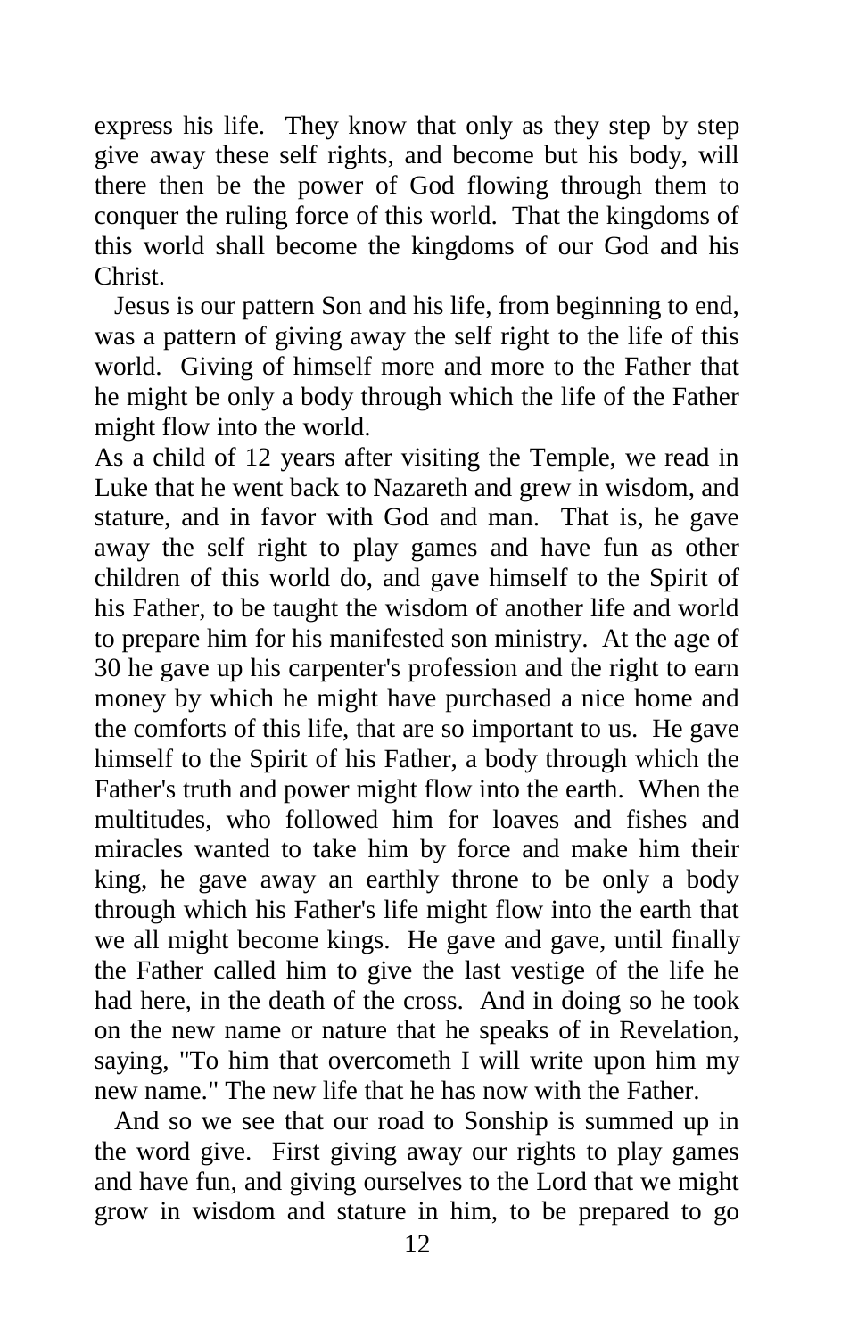express his life. They know that only as they step by step give away these self rights, and become but his body, will there then be the power of God flowing through them to conquer the ruling force of this world. That the kingdoms of this world shall become the kingdoms of our God and his Christ.

Jesus is our pattern Son and his life, from beginning to end, was a pattern of giving away the self right to the life of this world. Giving of himself more and more to the Father that he might be only a body through which the life of the Father might flow into the world.

As a child of 12 years after visiting the Temple, we read in Luke that he went back to Nazareth and grew in wisdom, and stature, and in favor with God and man. That is, he gave away the self right to play games and have fun as other children of this world do, and gave himself to the Spirit of his Father, to be taught the wisdom of another life and world to prepare him for his manifested son ministry. At the age of 30 he gave up his carpenter's profession and the right to earn money by which he might have purchased a nice home and the comforts of this life, that are so important to us. He gave himself to the Spirit of his Father, a body through which the Father's truth and power might flow into the earth. When the multitudes, who followed him for loaves and fishes and miracles wanted to take him by force and make him their king, he gave away an earthly throne to be only a body through which his Father's life might flow into the earth that we all might become kings. He gave and gave, until finally the Father called him to give the last vestige of the life he had here, in the death of the cross. And in doing so he took on the new name or nature that he speaks of in Revelation, saying, "To him that overcometh I will write upon him my new name." The new life that he has now with the Father.

And so we see that our road to Sonship is summed up in the word give. First giving away our rights to play games and have fun, and giving ourselves to the Lord that we might grow in wisdom and stature in him, to be prepared to go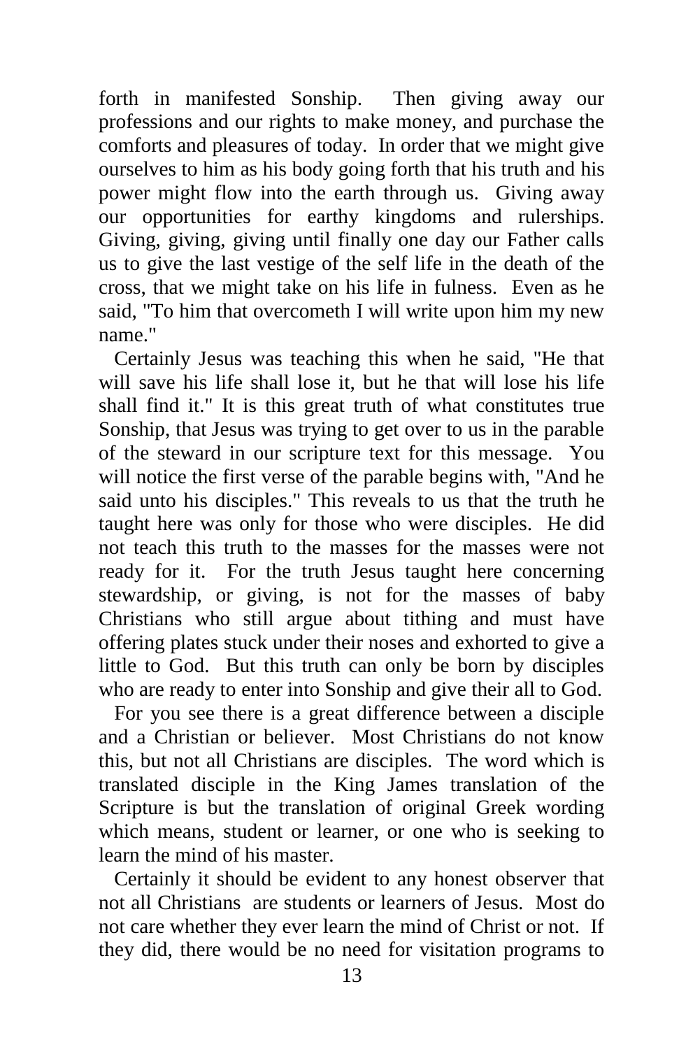forth in manifested Sonship. Then giving away our professions and our rights to make money, and purchase the comforts and pleasures of today. In order that we might give ourselves to him as his body going forth that his truth and his power might flow into the earth through us. Giving away our opportunities for earthy kingdoms and rulerships. Giving, giving, giving until finally one day our Father calls us to give the last vestige of the self life in the death of the cross, that we might take on his life in fulness. Even as he said, "To him that overcometh I will write upon him my new name."

Certainly Jesus was teaching this when he said, "He that will save his life shall lose it, but he that will lose his life shall find it." It is this great truth of what constitutes true Sonship, that Jesus was trying to get over to us in the parable of the steward in our scripture text for this message. You will notice the first verse of the parable begins with, "And he said unto his disciples." This reveals to us that the truth he taught here was only for those who were disciples. He did not teach this truth to the masses for the masses were not ready for it. For the truth Jesus taught here concerning stewardship, or giving, is not for the masses of baby Christians who still argue about tithing and must have offering plates stuck under their noses and exhorted to give a little to God. But this truth can only be born by disciples who are ready to enter into Sonship and give their all to God.

For you see there is a great difference between a disciple and a Christian or believer. Most Christians do not know this, but not all Christians are disciples. The word which is translated disciple in the King James translation of the Scripture is but the translation of original Greek wording which means, student or learner, or one who is seeking to learn the mind of his master.

Certainly it should be evident to any honest observer that not all Christians are students or learners of Jesus. Most do not care whether they ever learn the mind of Christ or not. If they did, there would be no need for visitation programs to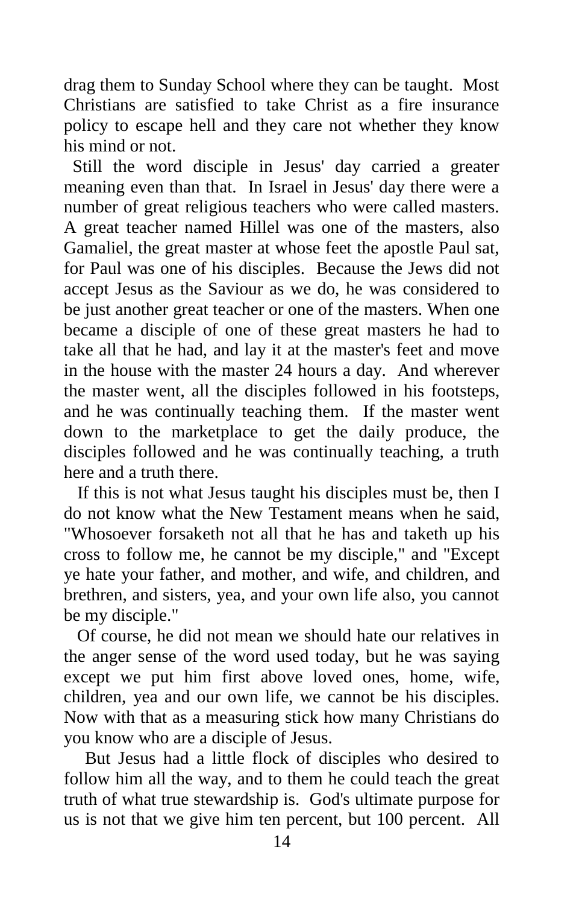drag them to Sunday School where they can be taught. Most Christians are satisfied to take Christ as a fire insurance policy to escape hell and they care not whether they know his mind or not.

Still the word disciple in Jesus' day carried a greater meaning even than that. In Israel in Jesus' day there were a number of great religious teachers who were called masters. A great teacher named Hillel was one of the masters, also Gamaliel, the great master at whose feet the apostle Paul sat, for Paul was one of his disciples. Because the Jews did not accept Jesus as the Saviour as we do, he was considered to be just another great teacher or one of the masters. When one became a disciple of one of these great masters he had to take all that he had, and lay it at the master's feet and move in the house with the master 24 hours a day. And wherever the master went, all the disciples followed in his footsteps, and he was continually teaching them. If the master went down to the marketplace to get the daily produce, the disciples followed and he was continually teaching, a truth here and a truth there.

If this is not what Jesus taught his disciples must be, then I do not know what the New Testament means when he said, "Whosoever forsaketh not all that he has and taketh up his cross to follow me, he cannot be my disciple," and "Except ye hate your father, and mother, and wife, and children, and brethren, and sisters, yea, and your own life also, you cannot be my disciple."

Of course, he did not mean we should hate our relatives in the anger sense of the word used today, but he was saying except we put him first above loved ones, home, wife, children, yea and our own life, we cannot be his disciples. Now with that as a measuring stick how many Christians do you know who are a disciple of Jesus.

But Jesus had a little flock of disciples who desired to follow him all the way, and to them he could teach the great truth of what true stewardship is. God's ultimate purpose for us is not that we give him ten percent, but 100 percent. All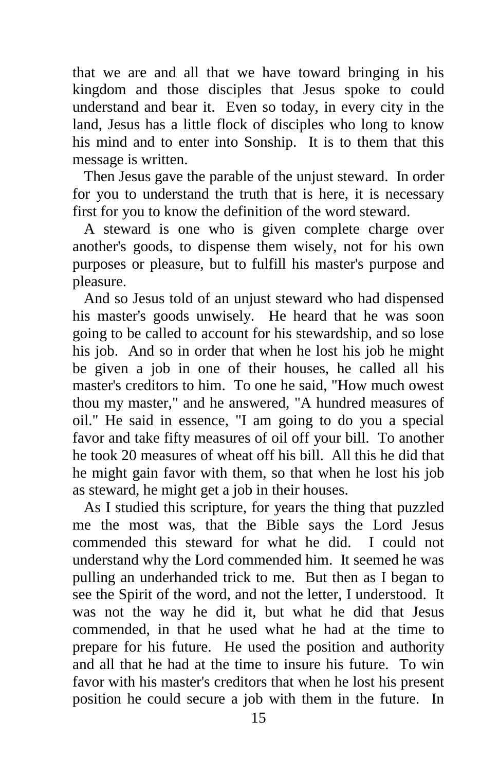that we are and all that we have toward bringing in his kingdom and those disciples that Jesus spoke to could understand and bear it. Even so today, in every city in the land, Jesus has a little flock of disciples who long to know his mind and to enter into Sonship. It is to them that this message is written.

Then Jesus gave the parable of the unjust steward. In order for you to understand the truth that is here, it is necessary first for you to know the definition of the word steward.

A steward is one who is given complete charge over another's goods, to dispense them wisely, not for his own purposes or pleasure, but to fulfill his master's purpose and pleasure.

And so Jesus told of an unjust steward who had dispensed his master's goods unwisely. He heard that he was soon going to be called to account for his stewardship, and so lose his job. And so in order that when he lost his job he might be given a job in one of their houses, he called all his master's creditors to him. To one he said, "How much owest thou my master," and he answered, "A hundred measures of oil." He said in essence, "I am going to do you a special favor and take fifty measures of oil off your bill. To another he took 20 measures of wheat off his bill. All this he did that he might gain favor with them, so that when he lost his job as steward, he might get a job in their houses.

As I studied this scripture, for years the thing that puzzled me the most was, that the Bible says the Lord Jesus commended this steward for what he did. I could not understand why the Lord commended him. It seemed he was pulling an underhanded trick to me. But then as I began to see the Spirit of the word, and not the letter, I understood. It was not the way he did it, but what he did that Jesus commended, in that he used what he had at the time to prepare for his future. He used the position and authority and all that he had at the time to insure his future. To win favor with his master's creditors that when he lost his present position he could secure a job with them in the future. In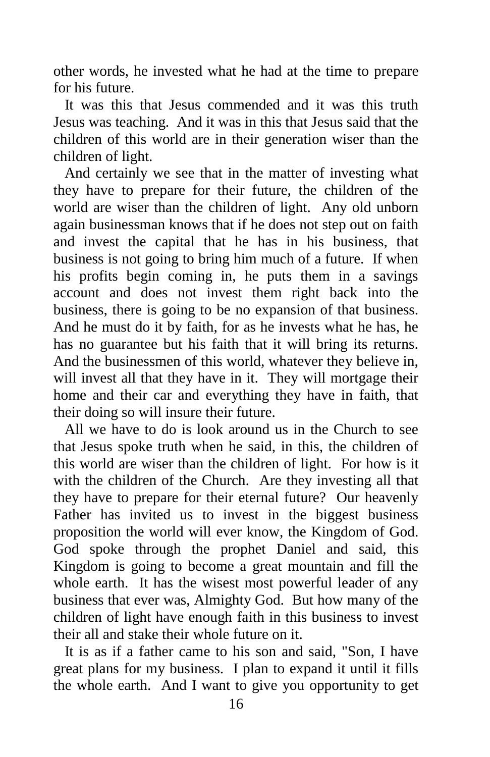other words, he invested what he had at the time to prepare for his future.

It was this that Jesus commended and it was this truth Jesus was teaching. And it was in this that Jesus said that the children of this world are in their generation wiser than the children of light.

And certainly we see that in the matter of investing what they have to prepare for their future, the children of the world are wiser than the children of light. Any old unborn again businessman knows that if he does not step out on faith and invest the capital that he has in his business, that business is not going to bring him much of a future. If when his profits begin coming in, he puts them in a savings account and does not invest them right back into the business, there is going to be no expansion of that business. And he must do it by faith, for as he invests what he has, he has no guarantee but his faith that it will bring its returns. And the businessmen of this world, whatever they believe in, will invest all that they have in it. They will mortgage their home and their car and everything they have in faith, that their doing so will insure their future.

All we have to do is look around us in the Church to see that Jesus spoke truth when he said, in this, the children of this world are wiser than the children of light. For how is it with the children of the Church. Are they investing all that they have to prepare for their eternal future? Our heavenly Father has invited us to invest in the biggest business proposition the world will ever know, the Kingdom of God. God spoke through the prophet Daniel and said, this Kingdom is going to become a great mountain and fill the whole earth. It has the wisest most powerful leader of any business that ever was, Almighty God. But how many of the children of light have enough faith in this business to invest their all and stake their whole future on it.

It is as if a father came to his son and said, "Son, I have great plans for my business. I plan to expand it until it fills the whole earth. And I want to give you opportunity to get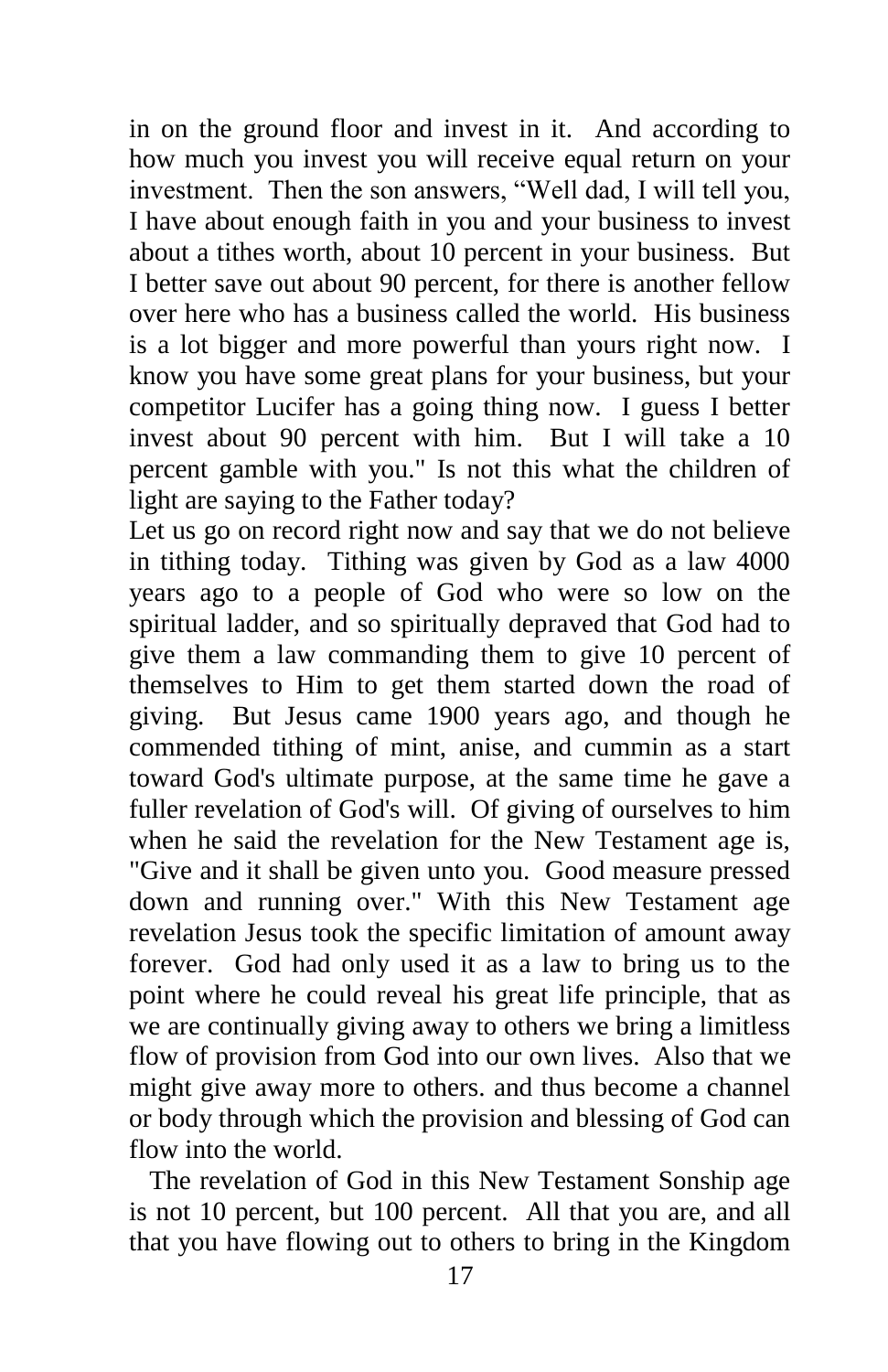in on the ground floor and invest in it. And according to how much you invest you will receive equal return on your investment. Then the son answers, "Well dad, I will tell you, I have about enough faith in you and your business to invest about a tithes worth, about 10 percent in your business. But I better save out about 90 percent, for there is another fellow over here who has a business called the world. His business is a lot bigger and more powerful than yours right now. I know you have some great plans for your business, but your competitor Lucifer has a going thing now. I guess I better invest about 90 percent with him. But I will take a 10 percent gamble with you." Is not this what the children of light are saying to the Father today?

Let us go on record right now and say that we do not believe in tithing today. Tithing was given by God as a law 4000 years ago to a people of God who were so low on the spiritual ladder, and so spiritually depraved that God had to give them a law commanding them to give 10 percent of themselves to Him to get them started down the road of giving. But Jesus came 1900 years ago, and though he commended tithing of mint, anise, and cummin as a start toward God's ultimate purpose, at the same time he gave a fuller revelation of God's will. Of giving of ourselves to him when he said the revelation for the New Testament age is, "Give and it shall be given unto you. Good measure pressed down and running over." With this New Testament age revelation Jesus took the specific limitation of amount away forever. God had only used it as a law to bring us to the point where he could reveal his great life principle, that as we are continually giving away to others we bring a limitless flow of provision from God into our own lives. Also that we might give away more to others. and thus become a channel or body through which the provision and blessing of God can flow into the world.

The revelation of God in this New Testament Sonship age is not 10 percent, but 100 percent. All that you are, and all that you have flowing out to others to bring in the Kingdom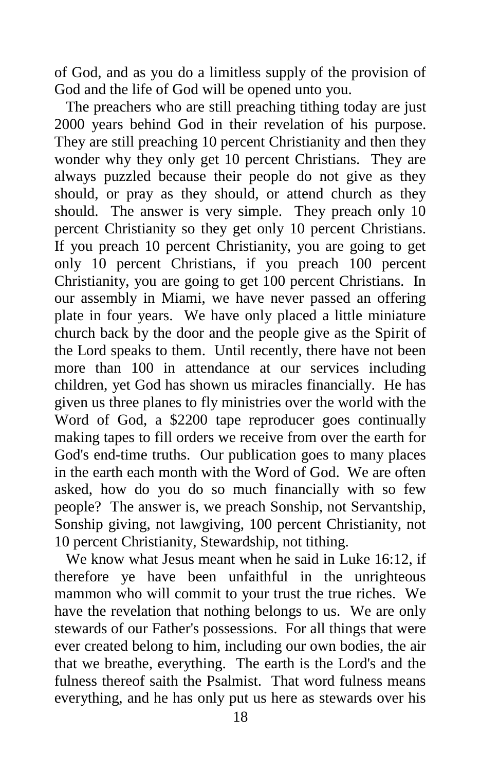of God, and as you do a limitless supply of the provision of God and the life of God will be opened unto you.

The preachers who are still preaching tithing today are just 2000 years behind God in their revelation of his purpose. They are still preaching 10 percent Christianity and then they wonder why they only get 10 percent Christians. They are always puzzled because their people do not give as they should, or pray as they should, or attend church as they should. The answer is very simple. They preach only 10 percent Christianity so they get only 10 percent Christians. If you preach 10 percent Christianity, you are going to get only 10 percent Christians, if you preach 100 percent Christianity, you are going to get 100 percent Christians. In our assembly in Miami, we have never passed an offering plate in four years. We have only placed a little miniature church back by the door and the people give as the Spirit of the Lord speaks to them. Until recently, there have not been more than 100 in attendance at our services including children, yet God has shown us miracles financially. He has given us three planes to fly ministries over the world with the Word of God, a $2200 tape reproducer goes continually making tapes to fill orders we receive from over the earth for God's end-time truths. Our publication goes to many places in the earth each month with the Word of God. We are often asked, how do you do so much financially with so few people? The answer is, we preach Sonship, not Servantship, Sonship giving, not lawgiving, 100 percent Christianity, not 10 percent Christianity, Stewardship, not tithing.

We know what Jesus meant when he said in Luke 16:12, if therefore ye have been unfaithful in the unrighteous mammon who will commit to your trust the true riches. We have the revelation that nothing belongs to us. We are only stewards of our Father's possessions. For all things that were ever created belong to him, including our own bodies, the air that we breathe, everything. The earth is the Lord's and the fulness thereof saith the Psalmist. That word fulness means everything, and he has only put us here as stewards over his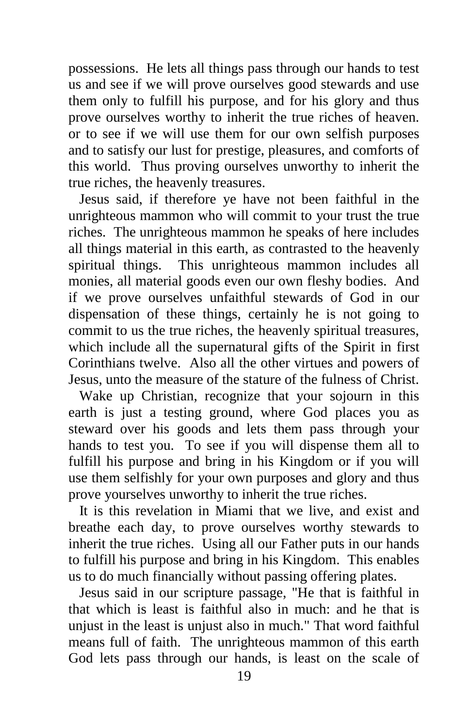possessions. He lets all things pass through our hands to test us and see if we will prove ourselves good stewards and use them only to fulfill his purpose, and for his glory and thus prove ourselves worthy to inherit the true riches of heaven. or to see if we will use them for our own selfish purposes and to satisfy our lust for prestige, pleasures, and comforts of this world. Thus proving ourselves unworthy to inherit the true riches, the heavenly treasures.

Jesus said, if therefore ye have not been faithful in the unrighteous mammon who will commit to your trust the true riches. The unrighteous mammon he speaks of here includes all things material in this earth, as contrasted to the heavenly spiritual things. This unrighteous mammon includes all monies, all material goods even our own fleshy bodies. And if we prove ourselves unfaithful stewards of God in our dispensation of these things, certainly he is not going to commit to us the true riches, the heavenly spiritual treasures, which include all the supernatural gifts of the Spirit in first Corinthians twelve. Also all the other virtues and powers of Jesus, unto the measure of the stature of the fulness of Christ.

Wake up Christian, recognize that your sojourn in this earth is just a testing ground, where God places you as steward over his goods and lets them pass through your hands to test you. To see if you will dispense them all to fulfill his purpose and bring in his Kingdom or if you will use them selfishly for your own purposes and glory and thus prove yourselves unworthy to inherit the true riches.

It is this revelation in Miami that we live, and exist and breathe each day, to prove ourselves worthy stewards to inherit the true riches. Using all our Father puts in our hands to fulfill his purpose and bring in his Kingdom. This enables us to do much financially without passing offering plates.

Jesus said in our scripture passage, "He that is faithful in that which is least is faithful also in much: and he that is unjust in the least is unjust also in much." That word faithful means full of faith. The unrighteous mammon of this earth God lets pass through our hands, is least on the scale of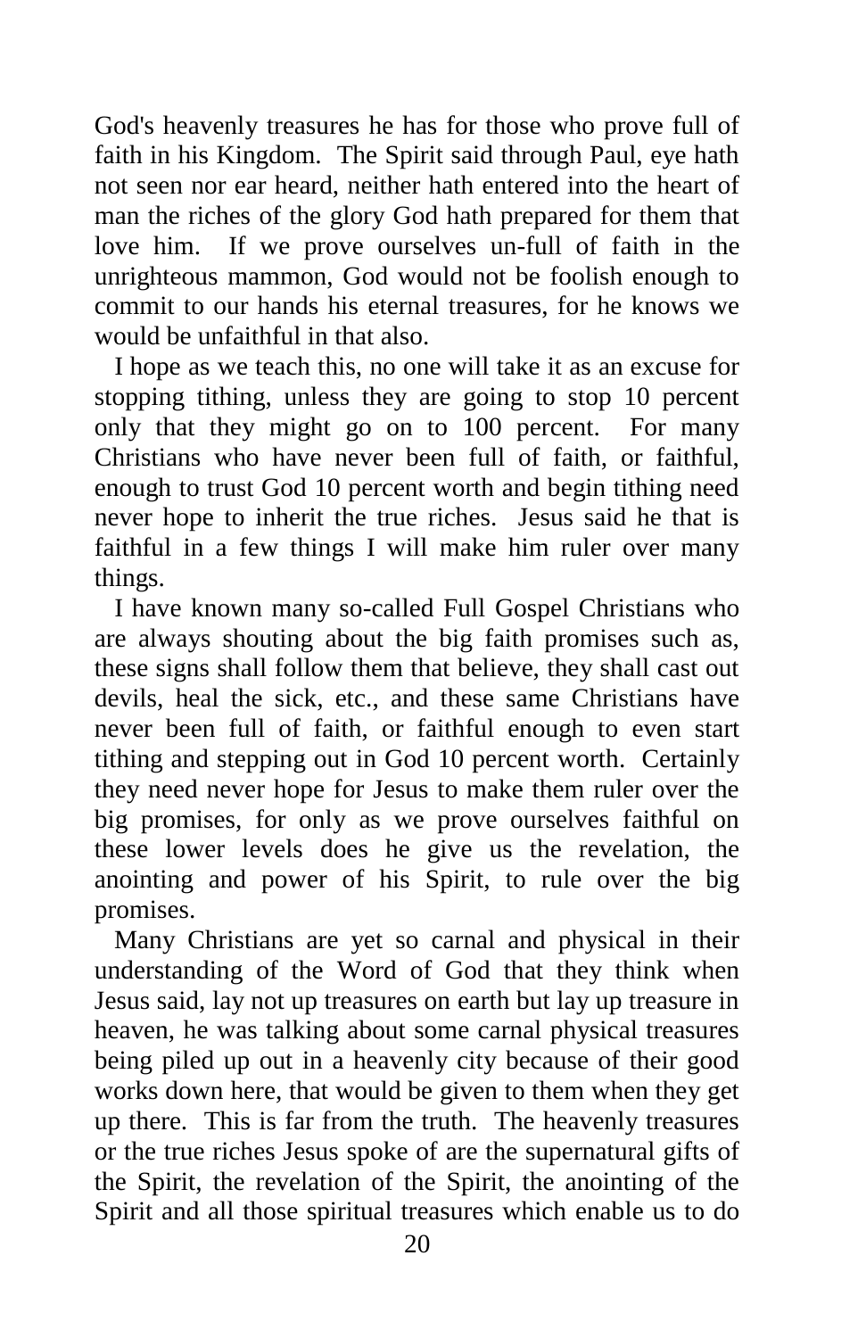God's heavenly treasures he has for those who prove full of faith in his Kingdom. The Spirit said through Paul, eye hath not seen nor ear heard, neither hath entered into the heart of man the riches of the glory God hath prepared for them that love him. If we prove ourselves un-full of faith in the unrighteous mammon, God would not be foolish enough to commit to our hands his eternal treasures, for he knows we would be unfaithful in that also.

I hope as we teach this, no one will take it as an excuse for stopping tithing, unless they are going to stop 10 percent only that they might go on to 100 percent. For many Christians who have never been full of faith, or faithful, enough to trust God 10 percent worth and begin tithing need never hope to inherit the true riches. Jesus said he that is faithful in a few things I will make him ruler over many things.

I have known many so-called Full Gospel Christians who are always shouting about the big faith promises such as, these signs shall follow them that believe, they shall cast out devils, heal the sick, etc., and these same Christians have never been full of faith, or faithful enough to even start tithing and stepping out in God 10 percent worth. Certainly they need never hope for Jesus to make them ruler over the big promises, for only as we prove ourselves faithful on these lower levels does he give us the revelation, the anointing and power of his Spirit, to rule over the big promises.

Many Christians are yet so carnal and physical in their understanding of the Word of God that they think when Jesus said, lay not up treasures on earth but lay up treasure in heaven, he was talking about some carnal physical treasures being piled up out in a heavenly city because of their good works down here, that would be given to them when they get up there. This is far from the truth. The heavenly treasures or the true riches Jesus spoke of are the supernatural gifts of the Spirit, the revelation of the Spirit, the anointing of the Spirit and all those spiritual treasures which enable us to do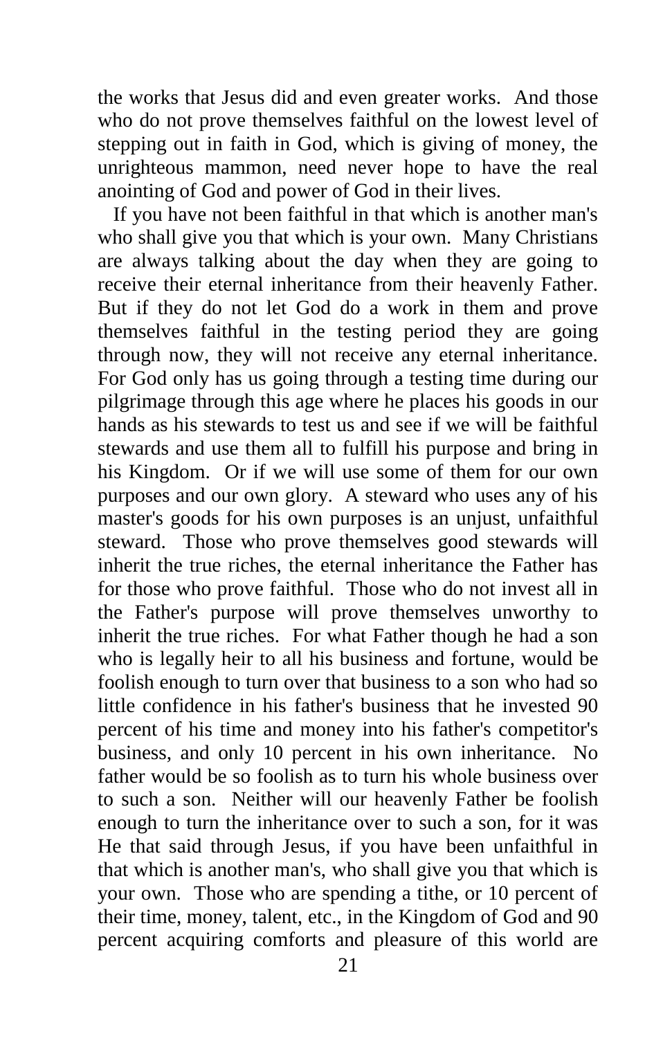the works that Jesus did and even greater works. And those who do not prove themselves faithful on the lowest level of stepping out in faith in God, which is giving of money, the unrighteous mammon, need never hope to have the real anointing of God and power of God in their lives.

If you have not been faithful in that which is another man's who shall give you that which is your own. Many Christians are always talking about the day when they are going to receive their eternal inheritance from their heavenly Father. But if they do not let God do a work in them and prove themselves faithful in the testing period they are going through now, they will not receive any eternal inheritance. For God only has us going through a testing time during our pilgrimage through this age where he places his goods in our hands as his stewards to test us and see if we will be faithful stewards and use them all to fulfill his purpose and bring in his Kingdom. Or if we will use some of them for our own purposes and our own glory. A steward who uses any of his master's goods for his own purposes is an unjust, unfaithful steward. Those who prove themselves good stewards will inherit the true riches, the eternal inheritance the Father has for those who prove faithful. Those who do not invest all in the Father's purpose will prove themselves unworthy to inherit the true riches. For what Father though he had a son who is legally heir to all his business and fortune, would be foolish enough to turn over that business to a son who had so little confidence in his father's business that he invested 90 percent of his time and money into his father's competitor's business, and only 10 percent in his own inheritance. No father would be so foolish as to turn his whole business over to such a son. Neither will our heavenly Father be foolish enough to turn the inheritance over to such a son, for it was He that said through Jesus, if you have been unfaithful in that which is another man's, who shall give you that which is your own. Those who are spending a tithe, or 10 percent of their time, money, talent, etc., in the Kingdom of God and 90 percent acquiring comforts and pleasure of this world are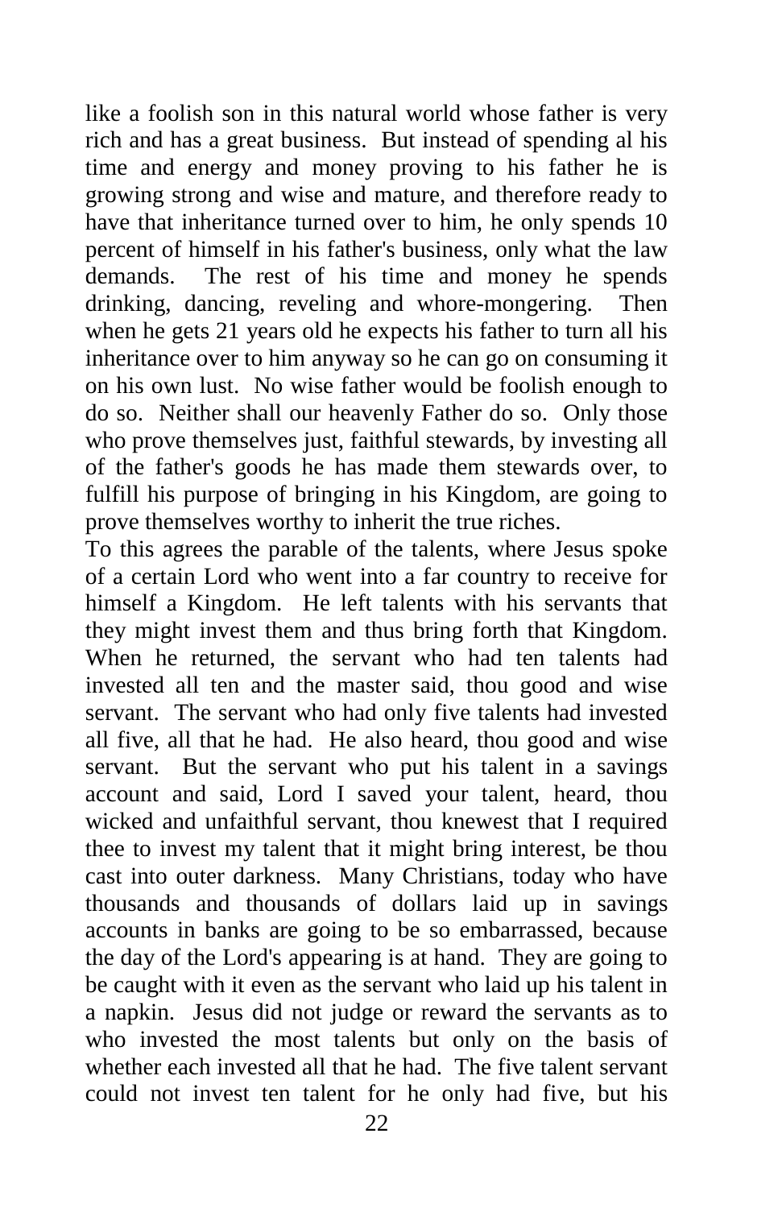like a foolish son in this natural world whose father is very rich and has a great business. But instead of spending al his time and energy and money proving to his father he is growing strong and wise and mature, and therefore ready to have that inheritance turned over to him, he only spends 10 percent of himself in his father's business, only what the law demands. The rest of his time and money he spends drinking, dancing, reveling and whore-mongering. Then when he gets 21 years old he expects his father to turn all his inheritance over to him anyway so he can go on consuming it on his own lust. No wise father would be foolish enough to do so. Neither shall our heavenly Father do so. Only those who prove themselves just, faithful stewards, by investing all of the father's goods he has made them stewards over, to fulfill his purpose of bringing in his Kingdom, are going to prove themselves worthy to inherit the true riches.

To this agrees the parable of the talents, where Jesus spoke of a certain Lord who went into a far country to receive for himself a Kingdom. He left talents with his servants that they might invest them and thus bring forth that Kingdom. When he returned, the servant who had ten talents had invested all ten and the master said, thou good and wise servant. The servant who had only five talents had invested all five, all that he had. He also heard, thou good and wise servant. But the servant who put his talent in a savings account and said, Lord I saved your talent, heard, thou wicked and unfaithful servant, thou knewest that I required thee to invest my talent that it might bring interest, be thou cast into outer darkness. Many Christians, today who have thousands and thousands of dollars laid up in savings accounts in banks are going to be so embarrassed, because the day of the Lord's appearing is at hand. They are going to be caught with it even as the servant who laid up his talent in a napkin. Jesus did not judge or reward the servants as to who invested the most talents but only on the basis of whether each invested all that he had. The five talent servant could not invest ten talent for he only had five, but his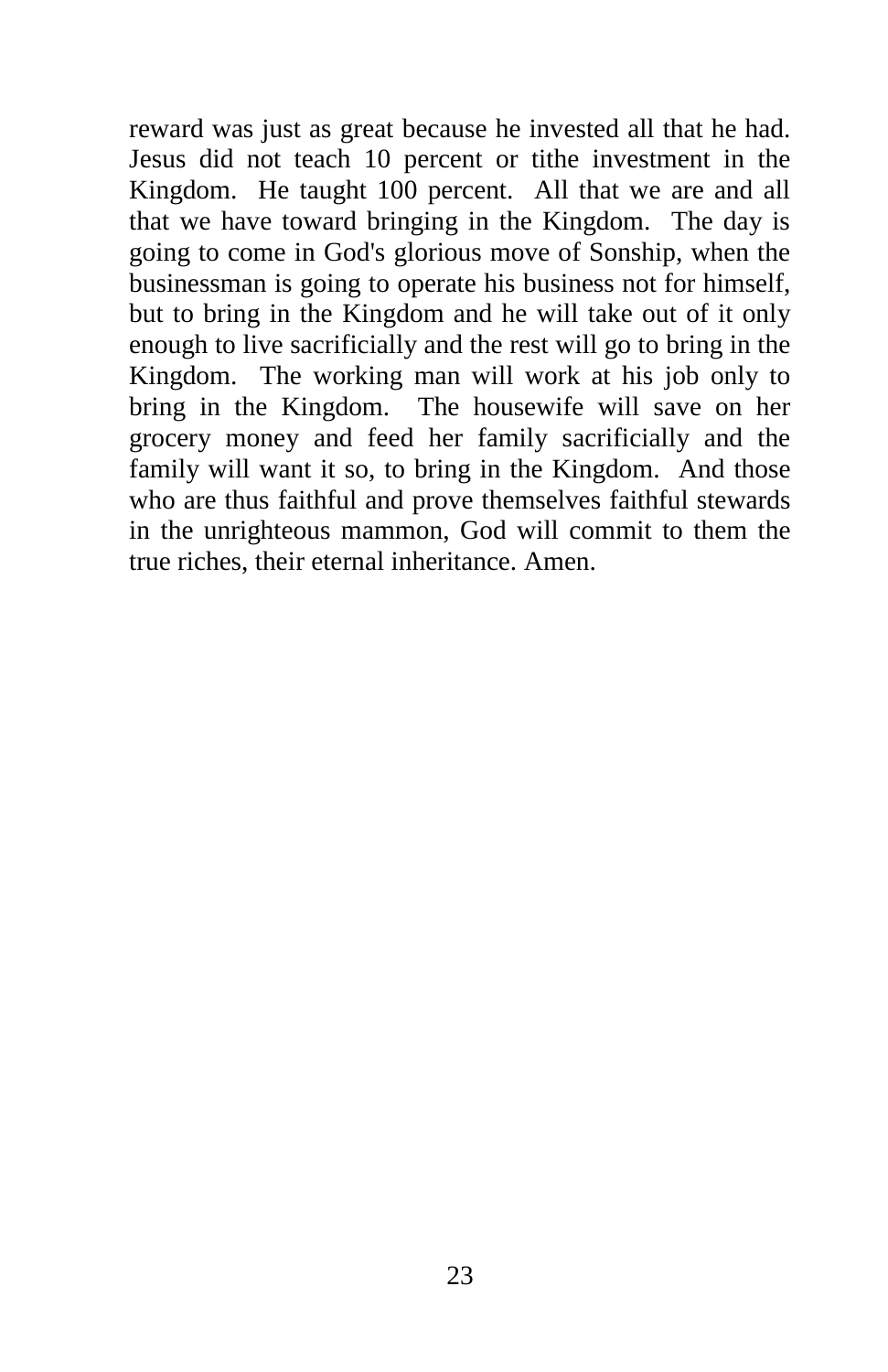reward was just as great because he invested all that he had. Jesus did not teach 10 percent or tithe investment in the Kingdom. He taught 100 percent. All that we are and all that we have toward bringing in the Kingdom. The day is going to come in God's glorious move of Sonship, when the businessman is going to operate his business not for himself, but to bring in the Kingdom and he will take out of it only enough to live sacrificially and the rest will go to bring in the Kingdom. The working man will work at his job only to bring in the Kingdom. The housewife will save on her grocery money and feed her family sacrificially and the family will want it so, to bring in the Kingdom. And those who are thus faithful and prove themselves faithful stewards in the unrighteous mammon, God will commit to them the true riches, their eternal inheritance. Amen.